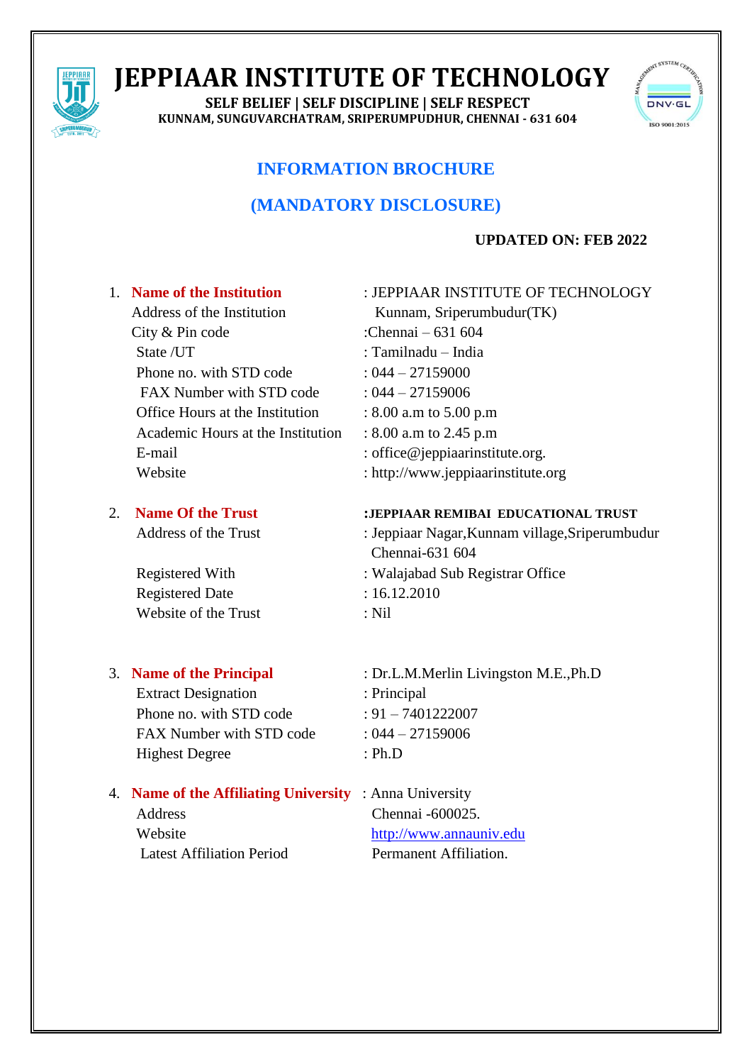# JEPPIAAR INSTITUTE OF TECHNOLOGY

**SELF BELIEF | SELF DISCIPLINE | SELF RESPECT**

**KUNNAM, SUNGUVARCHATRAM, SRIPERUMPUDHUR, CHENNAI - 631 604**

## INFORMATION BROCHURE

## (MANDATORY DISCLOSURE)

**UPDATED ON: FEB 2022**

1. **Name of the Institution** : JEPPIAAR INSTITUTE OF TECHNOLOGY
   Address of the Institution : Kunnam, Sriperumbudur(TK)
   City & Pin code :Chennai – 631 604
   State /UT : Tamilnadu – India
   Phone no. with STD code : 044 – 27159000
   FAX Number with STD code : 044 – 27159006
   Office Hours at the Institution : 8.00 a.m to 5.00 p.m
   Academic Hours at the Institution : 8.00 a.m to 2.45 p.m
   E-mail : office@jeppiaarinstitute.org.
   Website : http://www.jeppiaarinstitute.org

2. **Name Of the Trust** : **JEPPIAAR REMIBAI EDUCATIONAL TRUST**
   Address of the Trust : Jeppiaar Nagar,Kunnam village,Sriperumbudur Chennai-631 604
   Registered With : Walajabad Sub Registrar Office
   Registered Date : 16.12.2010
   Website of the Trust : Nil

3. **Name of the Principal** : Dr.L.M.Merlin Livingston M.E.,Ph.D
   Extract Designation : Principal
   Phone no. with STD code : 91 – 7401222007
   FAX Number with STD code : 044 – 27159006
   Highest Degree : Ph.D

4. **Name of the Affiliating University** : Anna University
   Address : Chennai -600025.
   Website : http://www.annauniv.edu
   Latest Affiliation Period : Permanent Affiliation.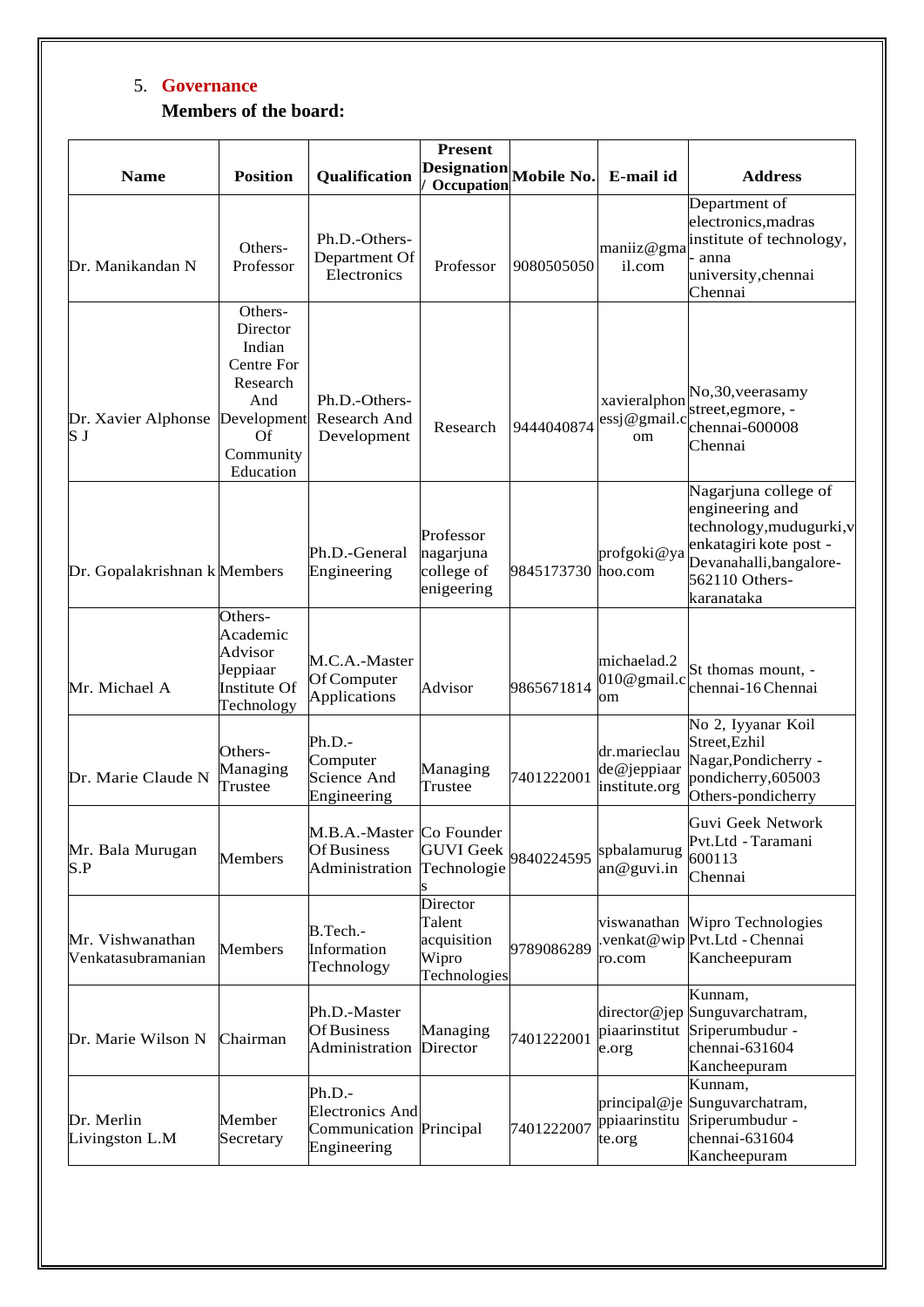5. **Governance**

**Members of the board:**

| Name | Position | Qualification | Present Designation / Occupation | Mobile No. | E-mail id | Address |
|---|---|---|---|---|---|---|
| Dr. Manikandan N | Others-Professor | Ph.D.-Others-Department Of Electronics | Professor | 9080505050 | maniiz@gmail.com | Department of electronics,madras institute of technology, - anna university,chennai Chennai |
| Dr. Xavier Alphonse S J | Others-Director Indian Centre For Research And Development Of Community Education | Ph.D.-Others-Research And Development | Research | 9444040874 | xavieralphonsessj@gmail.com | No,30,veerasamy street,egmore, -chennai-600008 Chennai |
| Dr. Gopalakrishnan k | Members | Ph.D.-General Engineering | Professor nagarjuna college of enigeering | 9845173730 | profgoki@yahoo.com | Nagarjuna college of engineering and technology,mudugurki,venkatagiri kote post - Devanahalli,bangalore-562110 Others-karanataka |
| Mr. Michael A | Others-Academic Advisor Jeppiaar Institute Of Technology | M.C.A.-Master Of Computer Applications | Advisor | 9865671814 | michaelad.2010@gmail.com | St thomas mount, -chennai-16 Chennai |
| Dr. Marie Claude N | Others-Managing Trustee | Ph.D.-Computer Science And Engineering | Managing Trustee | 7401222001 | dr.marieclaude@jeppiaarinstitute.org | No 2, Iyyanar Koil Street,Ezhil Nagar,Pondicherry - pondicherry,605003 Others-pondicherry |
| Mr. Bala Murugan S.P | Members | M.B.A.-Master Of Business Administration | Co Founder GUVI Geek Technologies | 9840224595 | spbalamurugan@guvi.in | Guvi Geek Network Pvt.Ltd - Taramani 600113 Chennai |
| Mr. Vishwanathan Venkatasubramanian | Members | B.Tech.-Information Technology | Director Talent acquisition Wipro Technologies | 9789086289 | viswanathan.venkat@wipro.com | Wipro Technologies Pvt.Ltd - Chennai Kancheepuram |
| Dr. Marie Wilson N | Chairman | Ph.D.-Master Of Business Administration | Managing Director | 7401222001 | director@jeppiaarinstitute.org | Kunnam, Sunguvarchatram, Sriperumbudur - chennai-631604 Kancheepuram |
| Dr. Merlin Livingston L.M | Member Secretary | Ph.D.-Electronics And Communication Engineering | Principal | 7401222007 | principal@jeppiaarinstitute.org | Kunnam, Sunguvarchatram, Sriperumbudur - chennai-631604 Kancheepuram |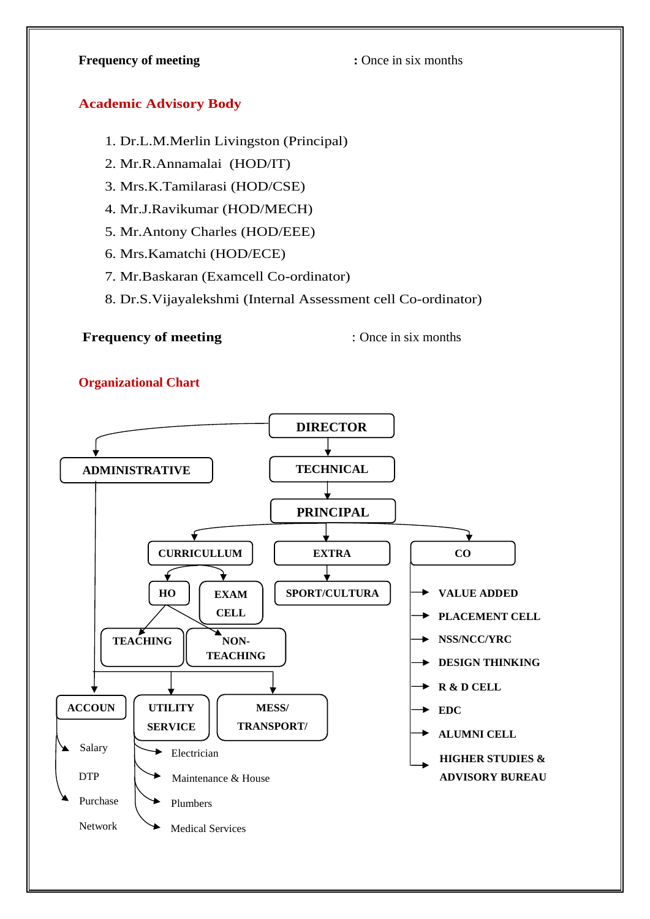**Frequency of meeting** : Once in six months

## Academic Advisory Body

1. Dr.L.M.Merlin Livingston (Principal)
2. Mr.R.Annamalai (HOD/IT)
3. Mrs.K.Tamilarasi (HOD/CSE)
4. Mr.J.Ravikumar (HOD/MECH)
5. Mr.Antony Charles (HOD/EEE)
6. Mrs.Kamatchi (HOD/ECE)
7. Mr.Baskaran (Examcell Co-ordinator)
8. Dr.S.Vijayalekshmi (Internal Assessment cell Co-ordinator)

**Frequency of meeting** : Once in six months

## Organizational Chart

- **DIRECTOR**
  - **ADMINISTRATIVE**
    - **ACCOUN**
      - Salary
      - DTP
      - Purchase
      - Network
    - **UTILITY SERVICE**
      - Electrician
      - Maintenance & House
      - Plumbers
      - Medical Services
    - **MESS/ TRANSPORT/**
  - **TECHNICAL**
    - **PRINCIPAL**
      - **CURRICULLUM**
        - **HO**
          - **TEACHING**
          - **NON-TEACHING**
        - **EXAM CELL**
      - **EXTRA**
        - **SPORT/CULTURA**
      - **CO**
        - **VALUE ADDED**
        - **PLACEMENT CELL**
        - **NSS/NCC/YRC**
        - **DESIGN THINKING**
        - **R & D CELL**
        - **EDC**
        - **ALUMNI CELL**
        - **HIGHER STUDIES & ADVISORY BUREAU**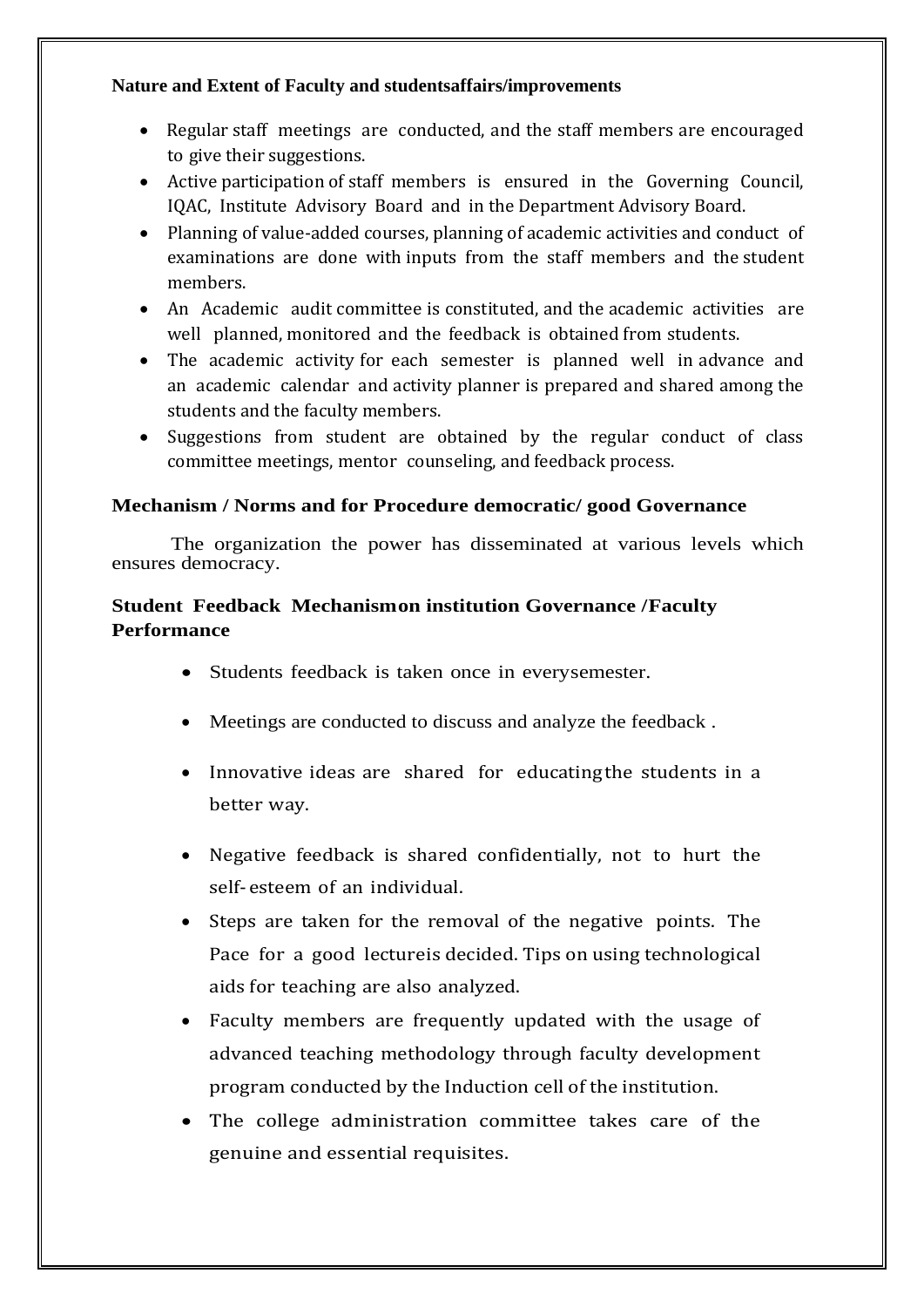**Nature and Extent of Faculty and studentsaffairs/improvements**

- Regular staff meetings are conducted, and the staff members are encouraged to give their suggestions.
- Active participation of staff members is ensured in the Governing Council, IQAC, Institute Advisory Board and in the Department Advisory Board.
- Planning of value-added courses, planning of academic activities and conduct of examinations are done with inputs from the staff members and the student members.
- An Academic audit committee is constituted, and the academic activities are well planned, monitored and the feedback is obtained from students.
- The academic activity for each semester is planned well in advance and an academic calendar and activity planner is prepared and shared among the students and the faculty members.
- Suggestions from student are obtained by the regular conduct of class committee meetings, mentor counseling, and feedback process.

**Mechanism / Norms and for Procedure democratic/ good Governance**

The organization the power has disseminated at various levels which ensures democracy.

**Student Feedback Mechanismon institution Governance /Faculty Performance**

- Students feedback is taken once in everysemester.
- Meetings are conducted to discuss and analyze the feedback .
- Innovative ideas are shared for educatingthe students in a better way.
- Negative feedback is shared confidentially, not to hurt the self- esteem of an individual.
- Steps are taken for the removal of the negative points. The Pace for a good lectureis decided. Tips on using technological aids for teaching are also analyzed.
- Faculty members are frequently updated with the usage of advanced teaching methodology through faculty development program conducted by the Induction cell of the institution.
- The college administration committee takes care of the genuine and essential requisites.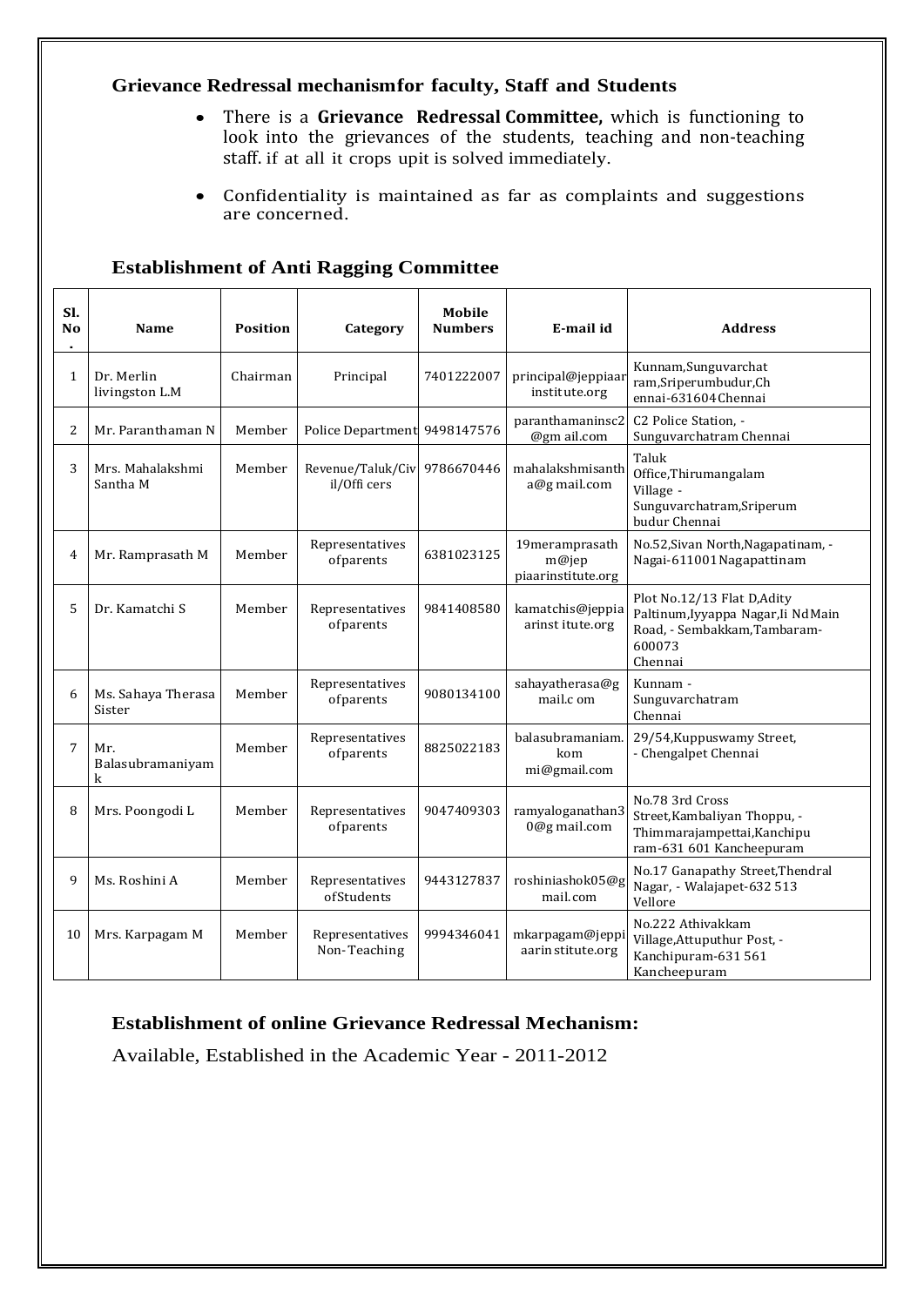### Grievance Redressal mechanismfor faculty, Staff and Students

- There is a **Grievance Redressal Committee,** which is functioning to look into the grievances of the students, teaching and non-teaching staff. if at all it crops upit is solved immediately.
- Confidentiality is maintained as far as complaints and suggestions are concerned.

### Establishment of Anti Ragging Committee

| Sl. No. | Name | Position | Category | Mobile Numbers | E-mail id | Address |
|---|---|---|---|---|---|---|
| 1 | Dr. Merlin livingston L.M | Chairman | Principal | 7401222007 | principal@jeppiaarinstitute.org | Kunnam,Sunguvarchatram,Sriperumbudur,Chennai-631604 Chennai |
| 2 | Mr. Paranthaman N | Member | Police Department | 9498147576 | paranthamaninsc2@gmail.com | C2 Police Station, - Sunguvarchatram Chennai |
| 3 | Mrs. Mahalakshmi Santha M | Member | Revenue/Taluk/Civil/Officers | 9786670446 | mahalakshmisantha@gmail.com | Taluk Office,Thirumangalam Village - Sunguvarchatram,Sriperumbudur Chennai |
| 4 | Mr. Ramprasath M | Member | Representatives ofparents | 6381023125 | 19meramprasathm@jeppiaarinstitute.org | No.52,Sivan North,Nagapatinam, - Nagai-611001 Nagapattinam |
| 5 | Dr. Kamatchi S | Member | Representatives ofparents | 9841408580 | kamatchis@jeppiaarinstitute.org | Plot No.12/13 Flat D,Adity Paltinum,Iyyappa Nagar,Ii Nd Main Road, - Sembakkam,Tambaram-600073 Chennai |
| 6 | Ms. Sahaya Therasa Sister | Member | Representatives ofparents | 9080134100 | sahayatherasa@gmail.com | Kunnam - Sunguvarchatram Chennai |
| 7 | Mr. Balasubramaniyam k | Member | Representatives ofparents | 8825022183 | balasubramaniam.kommi@gmail.com | 29/54,Kuppuswamy Street, - Chengalpet Chennai |
| 8 | Mrs. Poongodi L | Member | Representatives ofparents | 9047409303 | ramyaloganathan30@gmail.com | No.78 3rd Cross Street,Kambaliyan Thoppu, - Thimmarajampettai,Kanchipuram-631 601 Kancheepuram |
| 9 | Ms. Roshini A | Member | Representatives ofStudents | 9443127837 | roshiniashok05@gmail.com | No.17 Ganapathy Street,Thendral Nagar, - Walajapet-632 513 Vellore |
| 10 | Mrs. Karpagam M | Member | Representatives Non-Teaching | 9994346041 | mkarpagam@jeppiaarinstitute.org | No.222 Athivakkam Village,Attuputhur Post, - Kanchipuram-631 561 Kancheepuram |

### Establishment of online Grievance Redressal Mechanism:

Available, Established in the Academic Year - 2011-2012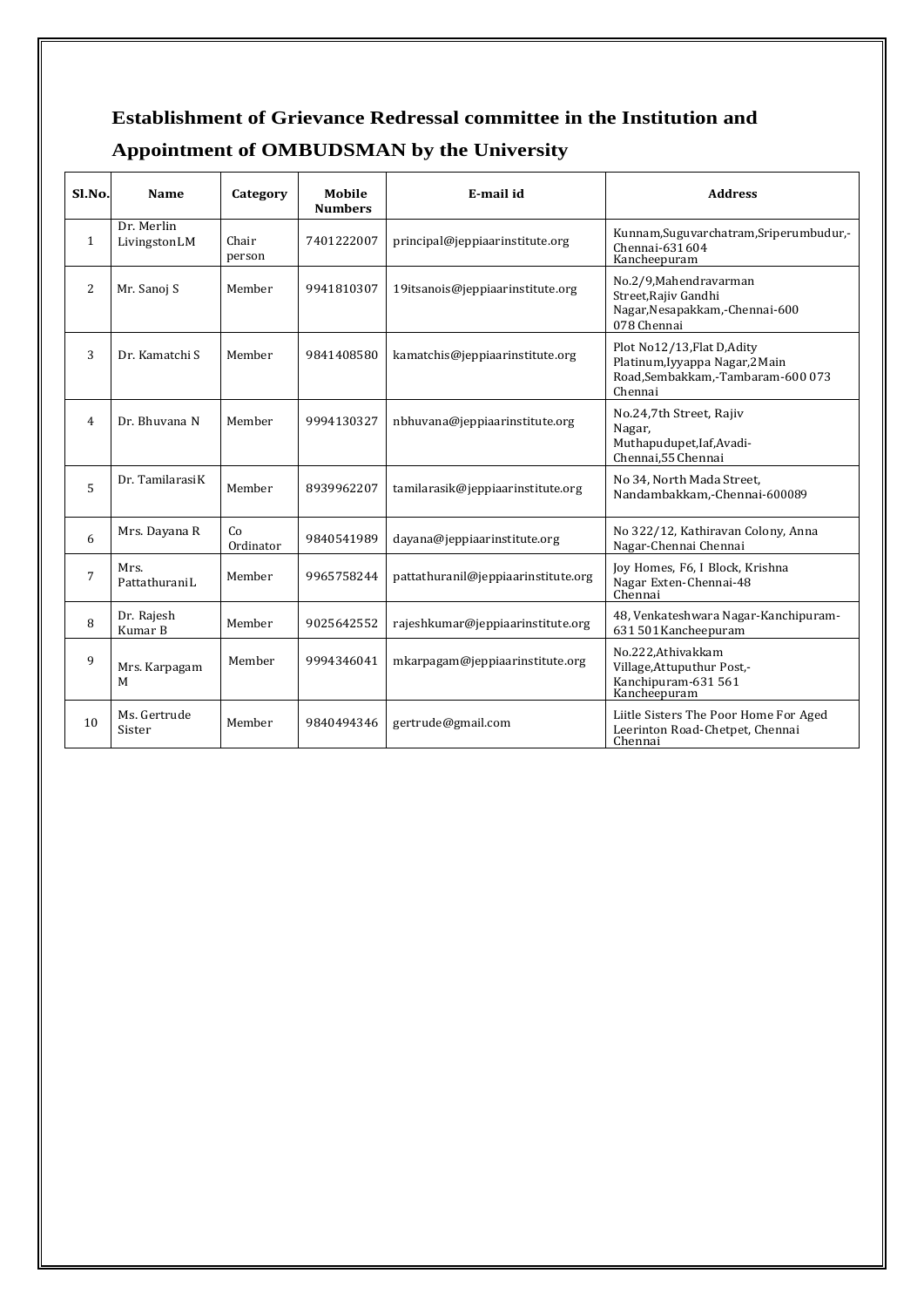# Establishment of Grievance Redressal committee in the Institution and Appointment of OMBUDSMAN by the University

| Sl.No. | Name | Category | Mobile Numbers | E-mail id | Address |
|---|---|---|---|---|---|
| 1 | Dr. Merlin LivingstonLM | Chair person | 7401222007 | principal@jeppiaarinstitute.org | Kunnam,Suguvarchatram,Sriperumbudur,-Chennai-631 604 Kancheepuram |
| 2 | Mr. Sanoj S | Member | 9941810307 | 19itsanois@jeppiaarinstitute.org | No.2/9,Mahendravarman Street,Rajiv Gandhi Nagar,Nesapakkam,-Chennai-600 078 Chennai |
| 3 | Dr. Kamatchi S | Member | 9841408580 | kamatchis@jeppiaarinstitute.org | Plot No12/13,Flat D,Adity Platinum,Iyyappa Nagar,2Main Road,Sembakkam,-Tambaram-600 073 Chennai |
| 4 | Dr. Bhuvana N | Member | 9994130327 | nbhuvana@jeppiaarinstitute.org | No.24,7th Street, Rajiv Nagar, Muthapudupet,Iaf,Avadi-Chennai,55 Chennai |
| 5 | Dr. TamilarasiK | Member | 8939962207 | tamilarasik@jeppiaarinstitute.org | No 34, North Mada Street, Nandambakkam,-Chennai-600089 |
| 6 | Mrs. Dayana R | Co Ordinator | 9840541989 | dayana@jeppiaarinstitute.org | No 322/12, Kathiravan Colony, Anna Nagar-Chennai Chennai |
| 7 | Mrs. PattathuraniL | Member | 9965758244 | pattathuranil@jeppiaarinstitute.org | Joy Homes, F6, I Block, Krishna Nagar Exten-Chennai-48 Chennai |
| 8 | Dr. Rajesh Kumar B | Member | 9025642552 | rajeshkumar@jeppiaarinstitute.org | 48, Venkateshwara Nagar-Kanchipuram-631 501Kancheepuram |
| 9 | Mrs. Karpagam M | Member | 9994346041 | mkarpagam@jeppiaarinstitute.org | No.222,Athivakkam Village,Attuputhur Post,-Kanchipuram-631 561 Kancheepuram |
| 10 | Ms. Gertrude Sister | Member | 9840494346 | gertrude@gmail.com | Liitle Sisters The Poor Home For Aged Leerinton Road-Chetpet, Chennai Chennai |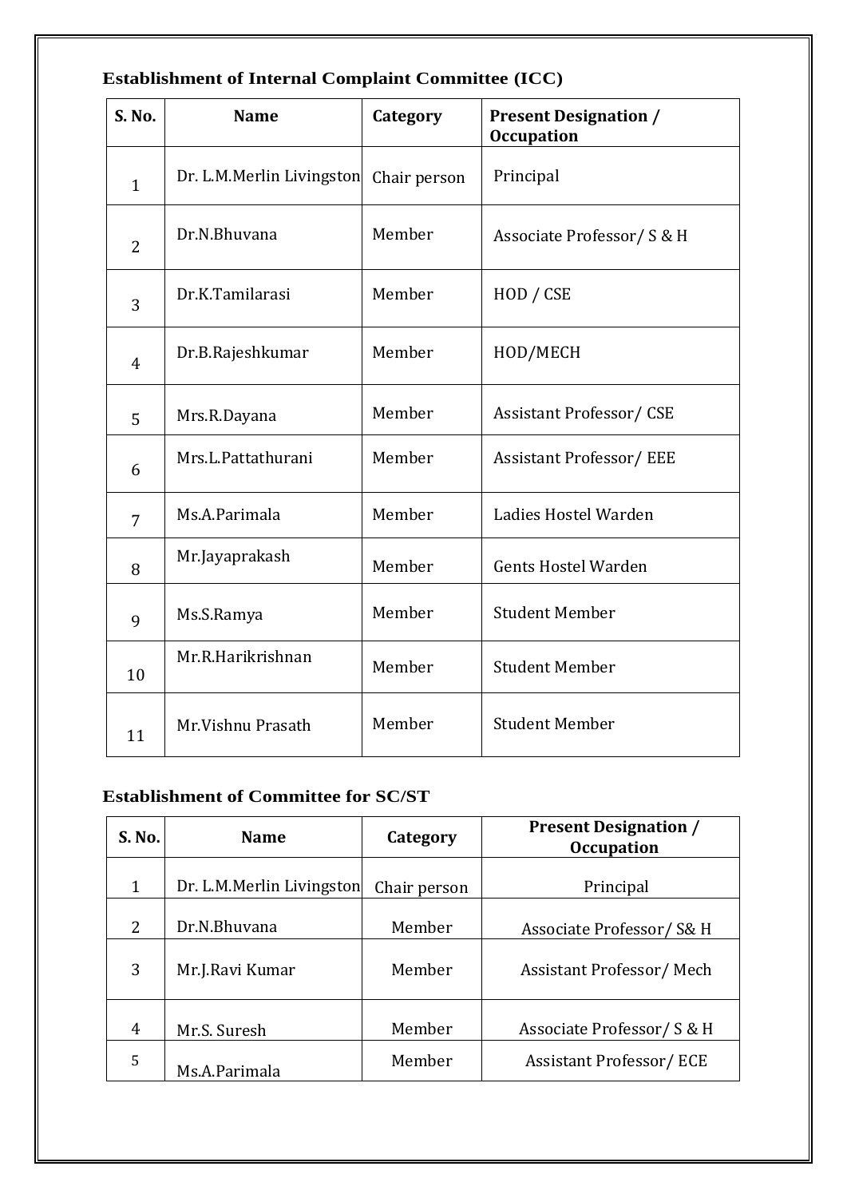### Establishment of Internal Complaint Committee (ICC)

| S. No. | Name | Category | Present Designation / Occupation |
|---|---|---|---|
| 1 | Dr. L.M.Merlin Livingston | Chair person | Principal |
| 2 | Dr.N.Bhuvana | Member | Associate Professor/ S & H |
| 3 | Dr.K.Tamilarasi | Member | HOD / CSE |
| 4 | Dr.B.Rajeshkumar | Member | HOD/MECH |
| 5 | Mrs.R.Dayana | Member | Assistant Professor/ CSE |
| 6 | Mrs.L.Pattathurani | Member | Assistant Professor/ EEE |
| 7 | Ms.A.Parimala | Member | Ladies Hostel Warden |
| 8 | Mr.Jayaprakash | Member | Gents Hostel Warden |
| 9 | Ms.S.Ramya | Member | Student Member |
| 10 | Mr.R.Harikrishnan | Member | Student Member |
| 11 | Mr.Vishnu Prasath | Member | Student Member |

### Establishment of Committee for SC/ST

| S. No. | Name | Category | Present Designation / Occupation |
|---|---|---|---|
| 1 | Dr. L.M.Merlin Livingston | Chair person | Principal |
| 2 | Dr.N.Bhuvana | Member | Associate Professor/ S& H |
| 3 | Mr.J.Ravi Kumar | Member | Assistant Professor/ Mech |
| 4 | Mr.S. Suresh | Member | Associate Professor/ S & H |
| 5 | Ms.A.Parimala | Member | Assistant Professor/ ECE |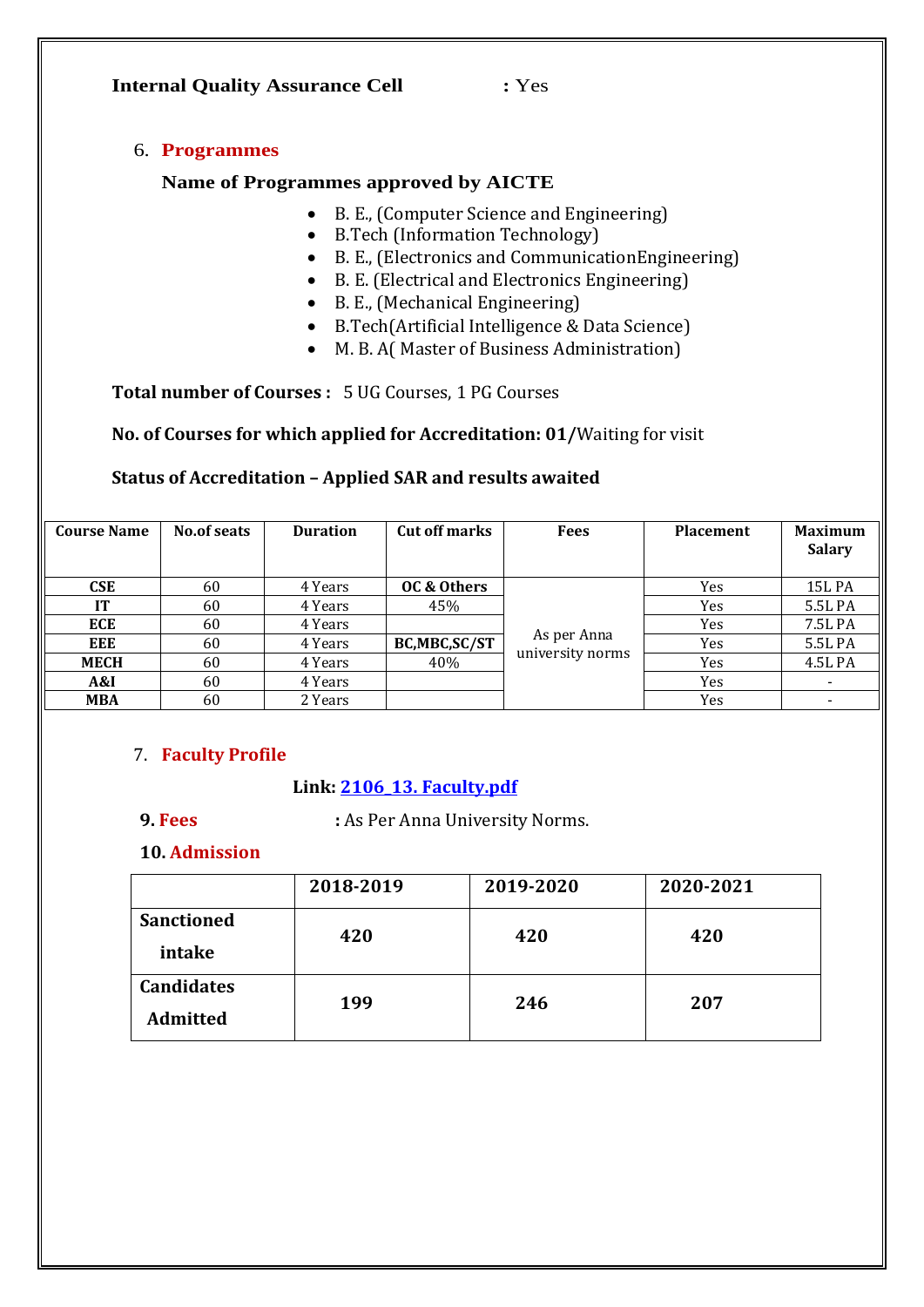**Internal Quality Assurance Cell** **:** Yes

## 6. Programmes

### Name of Programmes approved by AICTE

- B. E., (Computer Science and Engineering)
- B.Tech (Information Technology)
- B. E., (Electronics and CommunicationEngineering)
- B. E. (Electrical and Electronics Engineering)
- B. E., (Mechanical Engineering)
- B.Tech(Artificial Intelligence & Data Science)
- M. B. A( Master of Business Administration)

**Total number of Courses :** 5 UG Courses, 1 PG Courses

**No. of Courses for which applied for Accreditation: 01/**Waiting for visit

**Status of Accreditation – Applied SAR and results awaited**

| Course Name | No.of seats | Duration | Cut off marks | Fees | Placement | Maximum Salary |
|---|---|---|---|---|---|---|
| **CSE** | 60 | 4 Years | **OC & Others** | As per Anna university norms | Yes | 15L PA |
| **IT** | 60 | 4 Years | 45% | | Yes | 5.5L PA |
| **ECE** | 60 | 4 Years | | | Yes | 7.5L PA |
| **EEE** | 60 | 4 Years | **BC,MBC,SC/ST** | | Yes | 5.5L PA |
| **MECH** | 60 | 4 Years | 40% | | Yes | 4.5L PA |
| **A&I** | 60 | 4 Years | | | Yes | - |
| **MBA** | 60 | 2 Years | | | Yes | - |

## 7. Faculty Profile

**Link: 2106_13. Faculty.pdf**

**9. Fees** **:** As Per Anna University Norms.

**10. Admission**

| | 2018-2019 | 2019-2020 | 2020-2021 |
|---|---|---|---|
| **Sanctioned intake** | **420** | **420** | **420** |
| **Candidates Admitted** | **199** | **246** | **207** |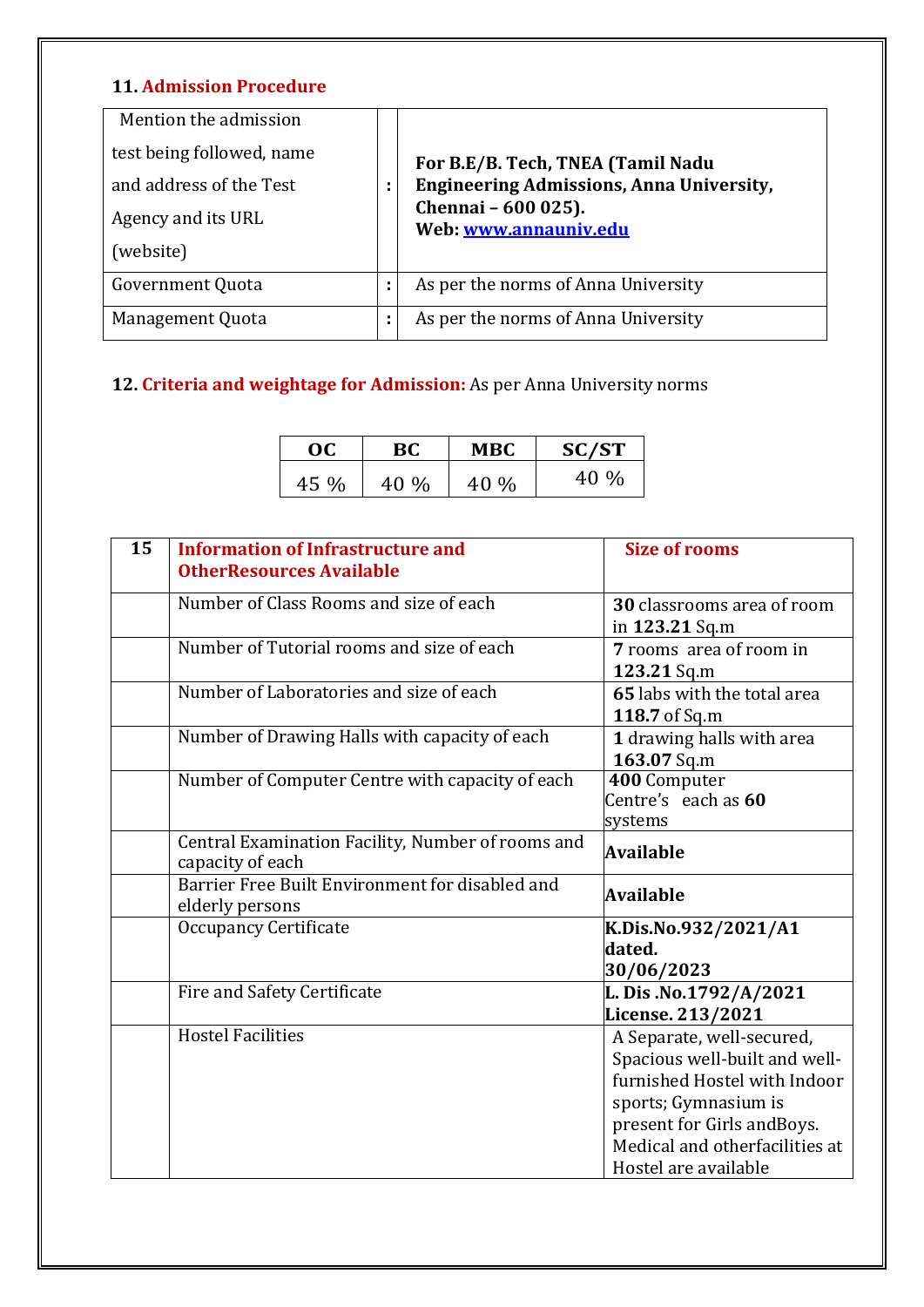## 11. Admission Procedure

| | | |
|---|---|---|
| Mention the admission test being followed, name and address of the Test Agency and its URL (website) | : | **For B.E/B. Tech, TNEA (Tamil Nadu Engineering Admissions, Anna University, Chennai – 600 025). Web: [www.annauniv.edu](www.annauniv.edu)** |
| Government Quota | : | As per the norms of Anna University |
| Management Quota | : | As per the norms of Anna University |

## 12. Criteria and weightage for Admission: As per Anna University norms

| OC | BC | MBC | SC/ST |
|---|---|---|---|
| 45 % | 40 % | 40 % | 40 % |

| 15 | Information of Infrastructure and OtherResources Available | Size of rooms |
|---|---|---|
| | Number of Class Rooms and size of each | **30** classrooms area of room in **123.21** Sq.m |
| | Number of Tutorial rooms and size of each | **7** rooms area of room in **123.21** Sq.m |
| | Number of Laboratories and size of each | **65** labs with the total area **118.7** of Sq.m |
| | Number of Drawing Halls with capacity of each | **1** drawing halls with area **163.07** Sq.m |
| | Number of Computer Centre with capacity of each | **400** Computer Centre's each as **60** systems |
| | Central Examination Facility, Number of rooms and capacity of each | **Available** |
| | Barrier Free Built Environment for disabled and elderly persons | **Available** |
| | Occupancy Certificate | **K.Dis.No.932/2021/A1 dated. 30/06/2023** |
| | Fire and Safety Certificate | **L. Dis .No.1792/A/2021 License. 213/2021** |
| | Hostel Facilities | A Separate, well-secured, Spacious well-built and well-furnished Hostel with Indoor sports; Gymnasium is present for Girls andBoys. Medical and otherfacilities at Hostel are available |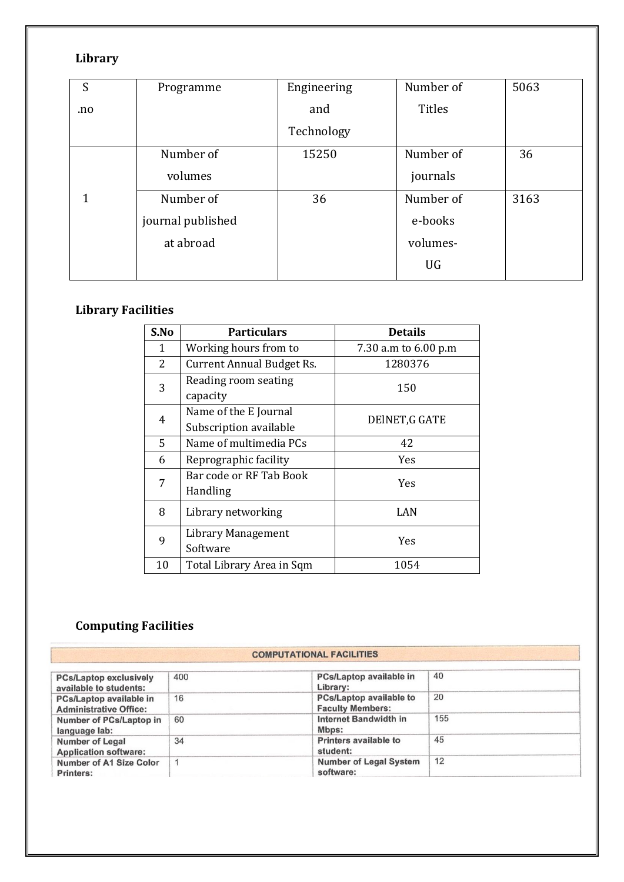## Library

| S .no | Programme | Engineering and Technology | Number of Titles | 5063 |
|---|---|---|---|---|
| 1 | Number of volumes | 15250 | Number of journals | 36 |
| | Number of journal published at abroad | 36 | Number of e-books volumes- UG | 3163 |

## Library Facilities

| S.No | Particulars | Details |
|---|---|---|
| 1 | Working hours from to | 7.30 a.m to 6.00 p.m |
| 2 | Current Annual Budget Rs. | 1280376 |
| 3 | Reading room seating capacity | 150 |
| 4 | Name of the E Journal Subscription available | DElNET,G GATE |
| 5 | Name of multimedia PCs | 42 |
| 6 | Reprographic facility | Yes |
| 7 | Bar code or RF Tab Book Handling | Yes |
| 8 | Library networking | LAN |
| 9 | Library Management Software | Yes |
| 10 | Total Library Area in Sqm | 1054 |

## Computing Facilities

| COMPUTATIONAL FACILITIES | | | |
|---|---|---|---|
| PCs/Laptop exclusively available to students: | 400 | PCs/Laptop available in Library: | 40 |
| PCs/Laptop available in Administrative Office: | 16 | PCs/Laptop available to Faculty Members: | 20 |
| Number of PCs/Laptop in language lab: | 60 | Internet Bandwidth in Mbps: | 155 |
| Number of Legal Application software: | 34 | Printers available to student: | 45 |
| Number of A1 Size Color Printers: | 1 | Number of Legal System software: | 12 |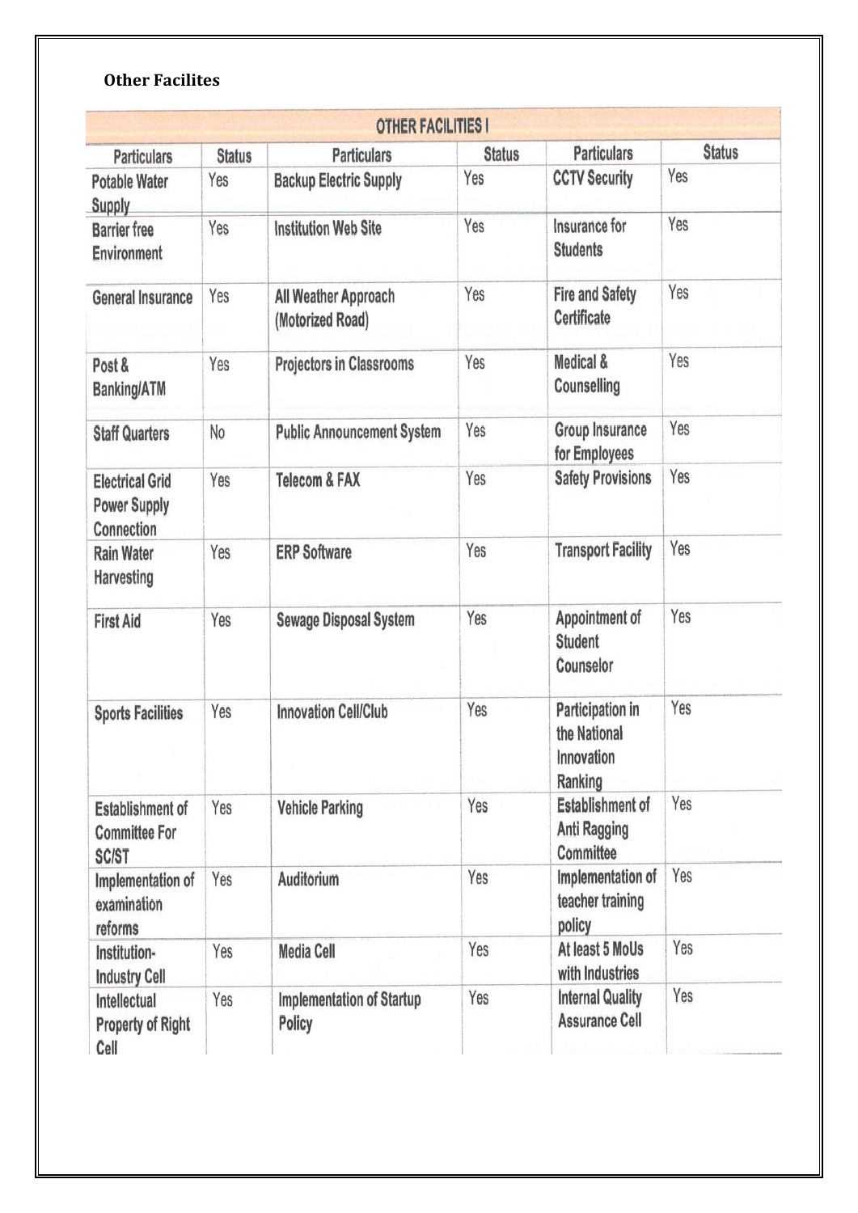**Other Facilites**

| OTHER FACILITIES I | | | | | |
|---|---|---|---|---|---|
| **Particulars** | **Status** | **Particulars** | **Status** | **Particulars** | **Status** |
| Potable Water Supply | Yes | Backup Electric Supply | Yes | CCTV Security | Yes |
| Barrier free Environment | Yes | Institution Web Site | Yes | Insurance for Students | Yes |
| General Insurance | Yes | All Weather Approach (Motorized Road) | Yes | Fire and Safety Certificate | Yes |
| Post & Banking/ATM | Yes | Projectors in Classrooms | Yes | Medical & Counselling | Yes |
| Staff Quarters | No | Public Announcement System | Yes | Group Insurance for Employees | Yes |
| Electrical Grid Power Supply Connection | Yes | Telecom & FAX | Yes | Safety Provisions | Yes |
| Rain Water Harvesting | Yes | ERP Software | Yes | Transport Facility | Yes |
| First Aid | Yes | Sewage Disposal System | Yes | Appointment of Student Counselor | Yes |
| Sports Facilities | Yes | Innovation Cell/Club | Yes | Participation in the National Innovation Ranking | Yes |
| Establishment of Committee For SC/ST | Yes | Vehicle Parking | Yes | Establishment of Anti Ragging Committee | Yes |
| Implementation of examination reforms | Yes | Auditorium | Yes | Implementation of teacher training policy | Yes |
| Institution-Industry Cell | Yes | Media Cell | Yes | At least 5 MoUs with Industries | Yes |
| Intellectual Property of Right Cell | Yes | Implementation of Startup Policy | Yes | Internal Quality Assurance Cell | Yes |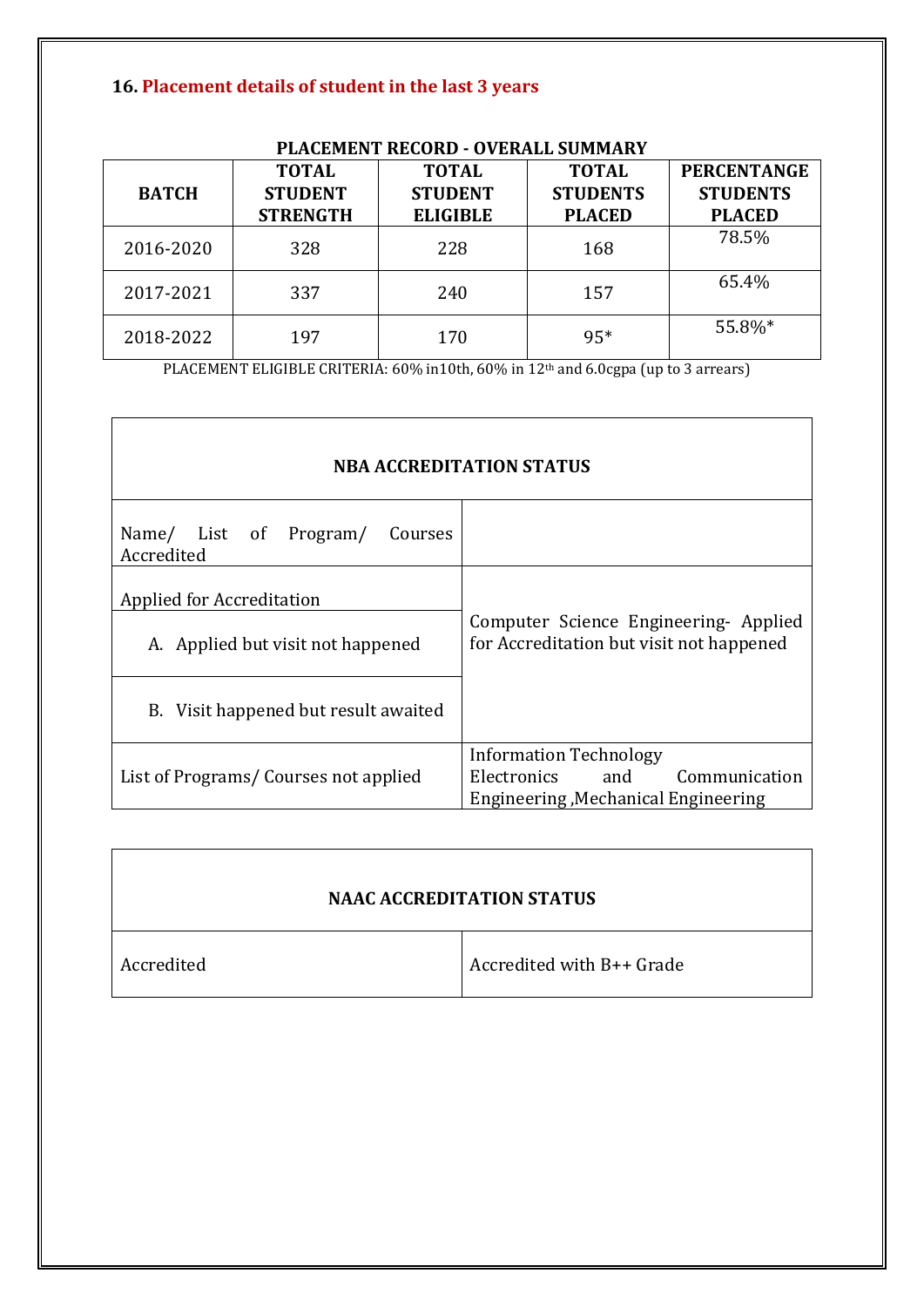## 16. Placement details of student in the last 3 years

**PLACEMENT RECORD - OVERALL SUMMARY**

| BATCH | TOTAL STUDENT STRENGTH | TOTAL STUDENT ELIGIBLE | TOTAL STUDENTS PLACED | PERCENTANGE STUDENTS PLACED |
|---|---|---|---|---|
| 2016-2020 | 328 | 228 | 168 | 78.5% |
| 2017-2021 | 337 | 240 | 157 | 65.4% |
| 2018-2022 | 197 | 170 | 95* | 55.8%* |

PLACEMENT ELIGIBLE CRITERIA: 60% in10th, 60% in 12th and 6.0cgpa (up to 3 arrears)

| NBA ACCREDITATION STATUS | |
|---|---|
| Name/ List of Program/ Courses Accredited | |
| Applied for Accreditation | Computer Science Engineering- Applied for Accreditation but visit not happened |
| A. Applied but visit not happened | |
| B. Visit happened but result awaited | |
| List of Programs/ Courses not applied | Information Technology<br>Electronics and Communication Engineering ,Mechanical Engineering |

| NAAC ACCREDITATION STATUS | |
|---|---|
| Accredited | Accredited with B++ Grade |